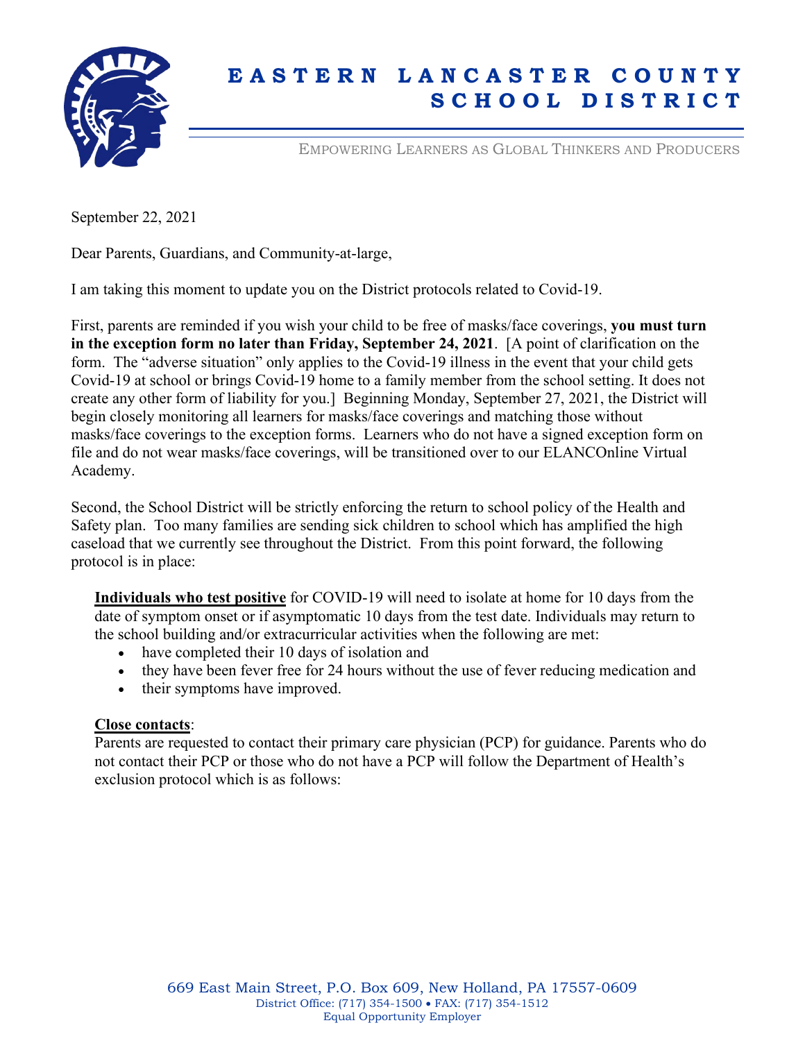# EASTERN LANCASTER COUNTY SCHOOL DISTRICT

EMPOWERING LEARNERS AS GLOBAL THINKERS AND PRODUCERS

September 22, 2021

Dear Parents, Guardians, and Community-at-large,

I am taking this moment to update you on the District protocols related to Covid-19.

First, parents are reminded if you wish your child to be free of masks/face coverings, **you must turn in the exception form no later than Friday, September 24, 2021**. [A point of clarification on the form. The "adverse situation" only applies to the Covid-19 illness in the event that your child gets Covid-19 at school or brings Covid-19 home to a family member from the school setting. It does not create any other form of liability for you.] Beginning Monday, September 27, 2021, the District will begin closely monitoring all learners for masks/face coverings and matching those without masks/face coverings to the exception forms. Learners who do not have a signed exception form on file and do not wear masks/face coverings, will be transitioned over to our ELANCOnline Virtual Academy.

Second, the School District will be strictly enforcing the return to school policy of the Health and Safety plan. Too many families are sending sick children to school which has amplified the high caseload that we currently see throughout the District. From this point forward, the following protocol is in place:

**Individuals who test positive** for COVID-19 will need to isolate at home for 10 days from the date of symptom onset or if asymptomatic 10 days from the test date. Individuals may return to the school building and/or extracurricular activities when the following are met:

- have completed their 10 days of isolation and
- they have been fever free for 24 hours without the use of fever reducing medication and
- their symptoms have improved.

**Close contacts**:
Parents are requested to contact their primary care physician (PCP) for guidance. Parents who do not contact their PCP or those who do not have a PCP will follow the Department of Health's exclusion protocol which is as follows:

669 East Main Street, P.O. Box 609, New Holland, PA 17557-0609
District Office: (717) 354-1500 • FAX: (717) 354-1512
Equal Opportunity Employer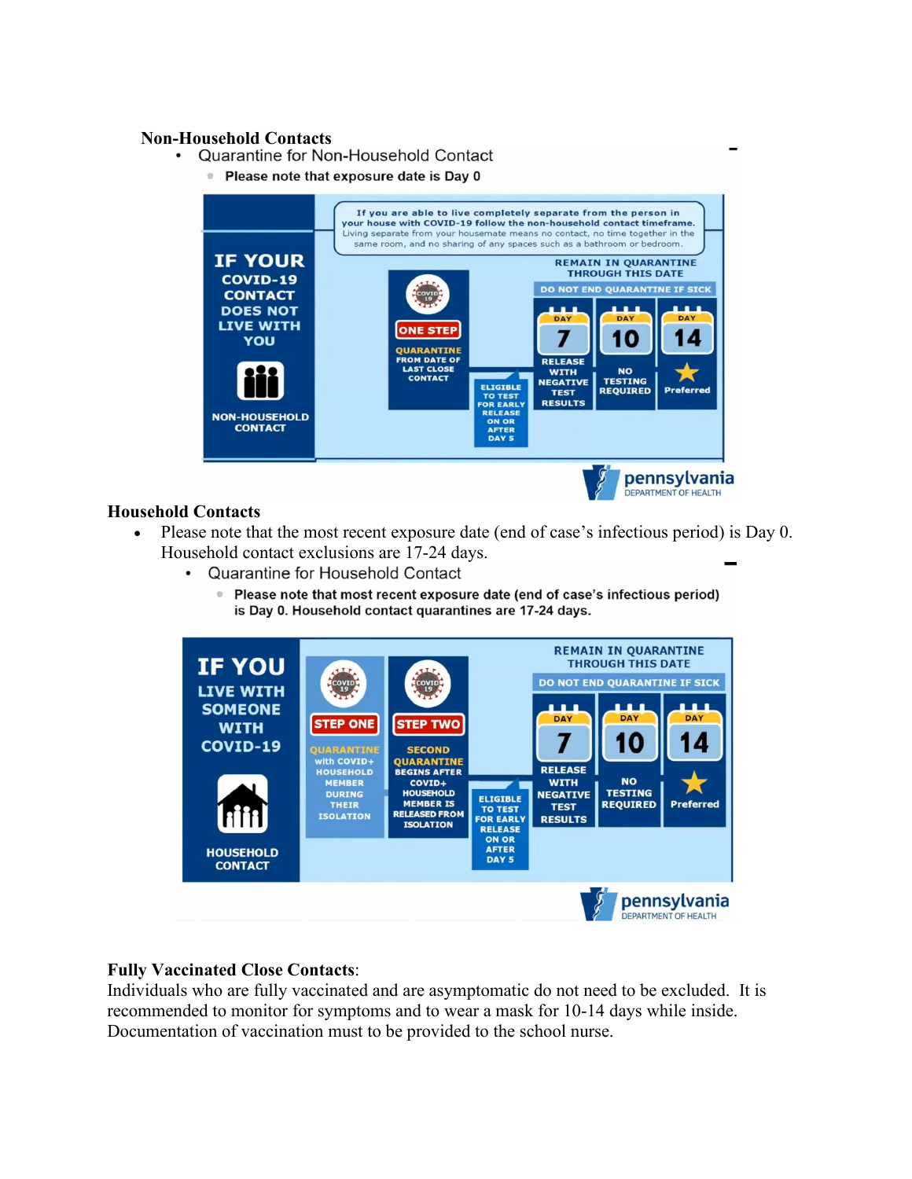**Non-Household Contacts**

- Quarantine for Non-Household Contact
  - **Please note that exposure date is Day 0**

**IF YOUR COVID-19 CONTACT DOES NOT LIVE WITH YOU**

NON-HOUSEHOLD CONTACT

If you are able to live completely separate from the person in your house with COVID-19 follow the non-household contact timeframe. Living separate from your housemate means no contact, no time together in the same room, and no sharing of any spaces such as a bathroom or bedroom.

ONE STEP: QUARANTINE FROM DATE OF LAST CLOSE CONTACT

ELIGIBLE TO TEST FOR EARLY RELEASE ON OR AFTER DAY 5

REMAIN IN QUARANTINE THROUGH THIS DATE

DO NOT END QUARANTINE IF SICK

| DAY 7 | DAY 10 | DAY 14 |
|---|---|---|
| RELEASE WITH NEGATIVE TEST RESULTS | NO TESTING REQUIRED | Preferred |

pennsylvania DEPARTMENT OF HEALTH

**Household Contacts**

- Please note that the most recent exposure date (end of case's infectious period) is Day 0. Household contact exclusions are 17-24 days.
  - Quarantine for Household Contact
    - **Please note that most recent exposure date (end of case's infectious period) is Day 0. Household contact quarantines are 17-24 days.**

**IF YOU LIVE WITH SOMEONE WITH COVID-19**

HOUSEHOLD CONTACT

STEP ONE: QUARANTINE with COVID+ HOUSEHOLD MEMBER DURING THEIR ISOLATION

STEP TWO: SECOND QUARANTINE BEGINS AFTER COVID+ HOUSEHOLD MEMBER IS RELEASED FROM ISOLATION

ELIGIBLE TO TEST FOR EARLY RELEASE ON OR AFTER DAY 5

REMAIN IN QUARANTINE THROUGH THIS DATE

DO NOT END QUARANTINE IF SICK

| DAY 7 | DAY 10 | DAY 14 |
|---|---|---|
| RELEASE WITH NEGATIVE TEST RESULTS | NO TESTING REQUIRED | Preferred |

pennsylvania DEPARTMENT OF HEALTH

**Fully Vaccinated Close Contacts**:

Individuals who are fully vaccinated and are asymptomatic do not need to be excluded. It is recommended to monitor for symptoms and to wear a mask for 10-14 days while inside. Documentation of vaccination must to be provided to the school nurse.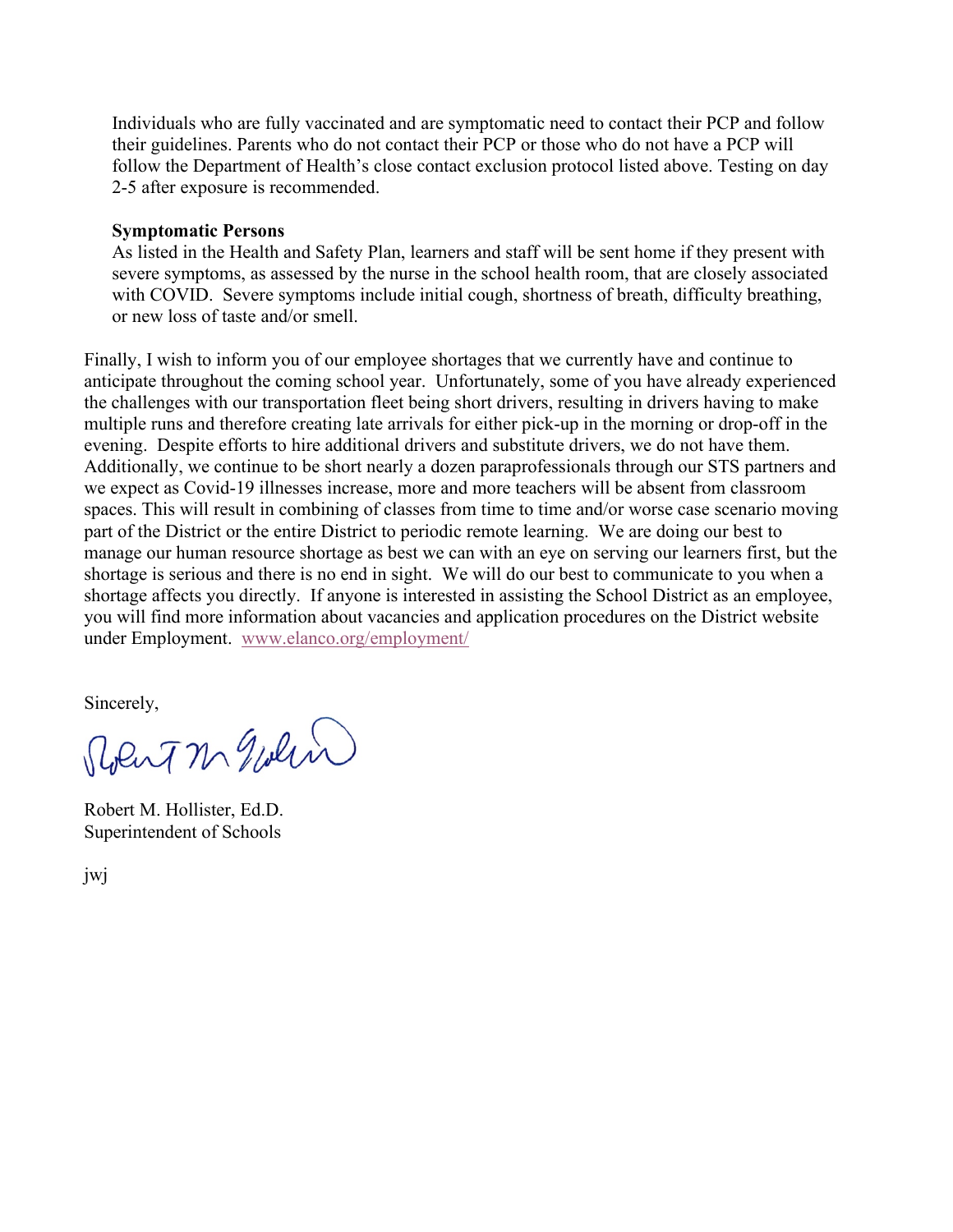Individuals who are fully vaccinated and are symptomatic need to contact their PCP and follow their guidelines. Parents who do not contact their PCP or those who do not have a PCP will follow the Department of Health's close contact exclusion protocol listed above. Testing on day 2-5 after exposure is recommended.

**Symptomatic Persons**

As listed in the Health and Safety Plan, learners and staff will be sent home if they present with severe symptoms, as assessed by the nurse in the school health room, that are closely associated with COVID. Severe symptoms include initial cough, shortness of breath, difficulty breathing, or new loss of taste and/or smell.

Finally, I wish to inform you of our employee shortages that we currently have and continue to anticipate throughout the coming school year. Unfortunately, some of you have already experienced the challenges with our transportation fleet being short drivers, resulting in drivers having to make multiple runs and therefore creating late arrivals for either pick-up in the morning or drop-off in the evening. Despite efforts to hire additional drivers and substitute drivers, we do not have them. Additionally, we continue to be short nearly a dozen paraprofessionals through our STS partners and we expect as Covid-19 illnesses increase, more and more teachers will be absent from classroom spaces. This will result in combining of classes from time to time and/or worse case scenario moving part of the District or the entire District to periodic remote learning. We are doing our best to manage our human resource shortage as best we can with an eye on serving our learners first, but the shortage is serious and there is no end in sight. We will do our best to communicate to you when a shortage affects you directly. If anyone is interested in assisting the School District as an employee, you will find more information about vacancies and application procedures on the District website under Employment. www.elanco.org/employment/

Sincerely,

Robert M. Hollister, Ed.D.
Superintendent of Schools

jwj